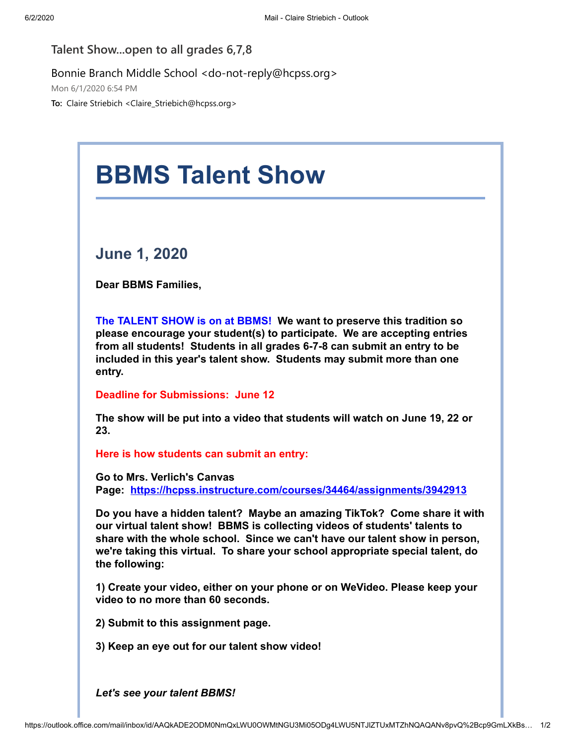Talent Show...open to all grades 6,7,8

Bonnie Branch Middle School <do-not-reply@hcpss.org>

Mon 6/1/2020 6:54 PM

**To:** Claire Striebich <Claire_Striebich@hcpss.org>

# BBMS Talent Show

## June 1, 2020

**Dear BBMS Families,**

**The TALENT SHOW is on at BBMS! We want to preserve this tradition so please encourage your student(s) to participate. We are accepting entries from all students! Students in all grades 6-7-8 can submit an entry to be included in this year's talent show. Students may submit more than one entry.**

**Deadline for Submissions: June 12**

**The show will be put into a video that students will watch on June 19, 22 or 23.**

**Here is how students can submit an entry:**

**Go to Mrs. Verlich's Canvas Page: [https://hcpss.instructure.com/courses/34464/assignments/3942913](https://hcpss.instructure.com/courses/34464/assignments/3942913)**

**Do you have a hidden talent? Maybe an amazing TikTok? Come share it with our virtual talent show! BBMS is collecting videos of students' talents to share with the whole school. Since we can't have our talent show in person, we're taking this virtual. To share your school appropriate special talent, do the following:**

**1) Create your video, either on your phone or on WeVideo. Please keep your video to no more than 60 seconds.**

**2) Submit to this assignment page.**

**3) Keep an eye out for our talent show video!**

***Let's see your talent BBMS!***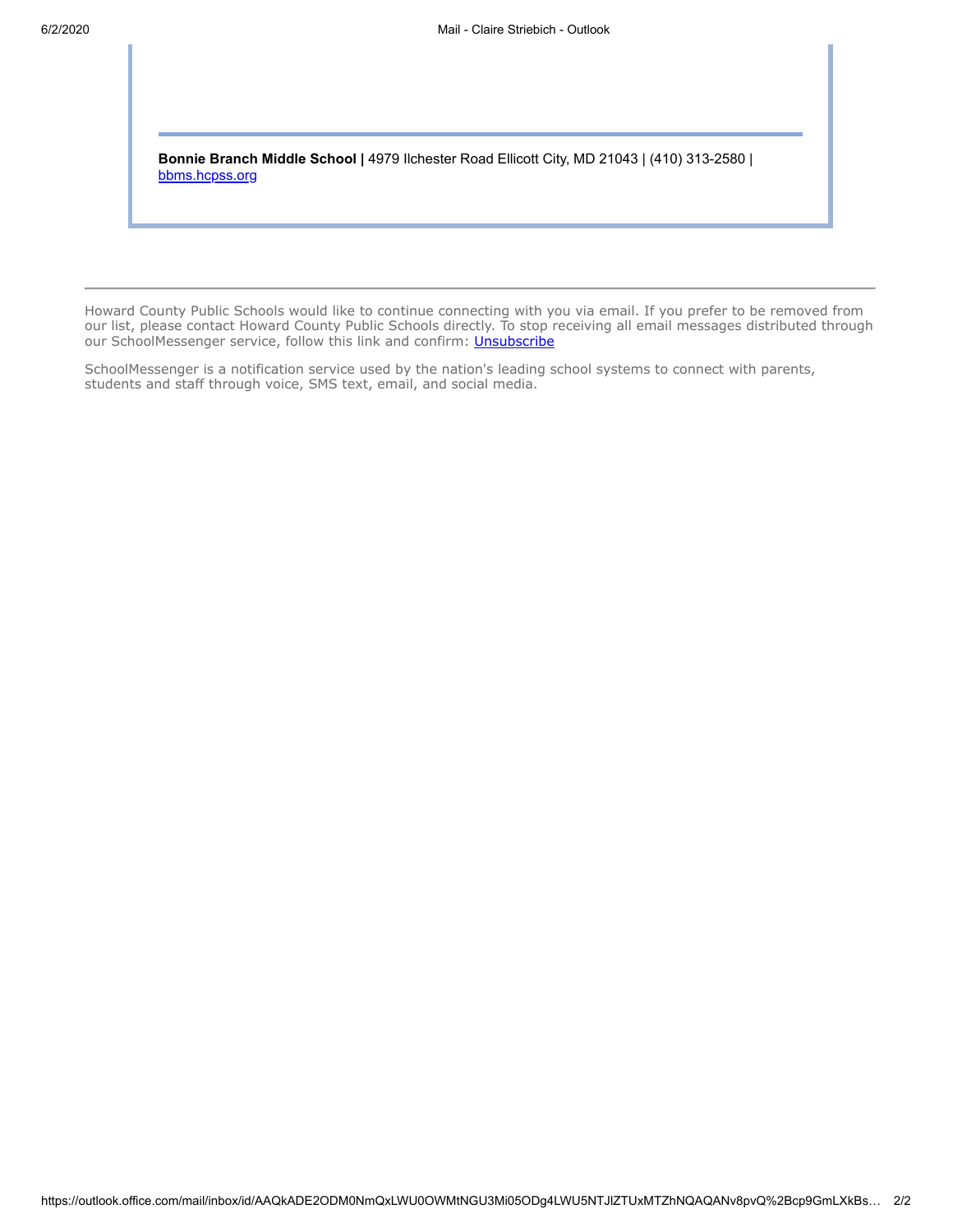**Bonnie Branch Middle School |** 4979 Ilchester Road Ellicott City, MD 21043 | (410) 313-2580 | bbms.hcpss.org

---

Howard County Public Schools would like to continue connecting with you via email. If you prefer to be removed from our list, please contact Howard County Public Schools directly. To stop receiving all email messages distributed through our SchoolMessenger service, follow this link and confirm: Unsubscribe

SchoolMessenger is a notification service used by the nation's leading school systems to connect with parents, students and staff through voice, SMS text, email, and social media.